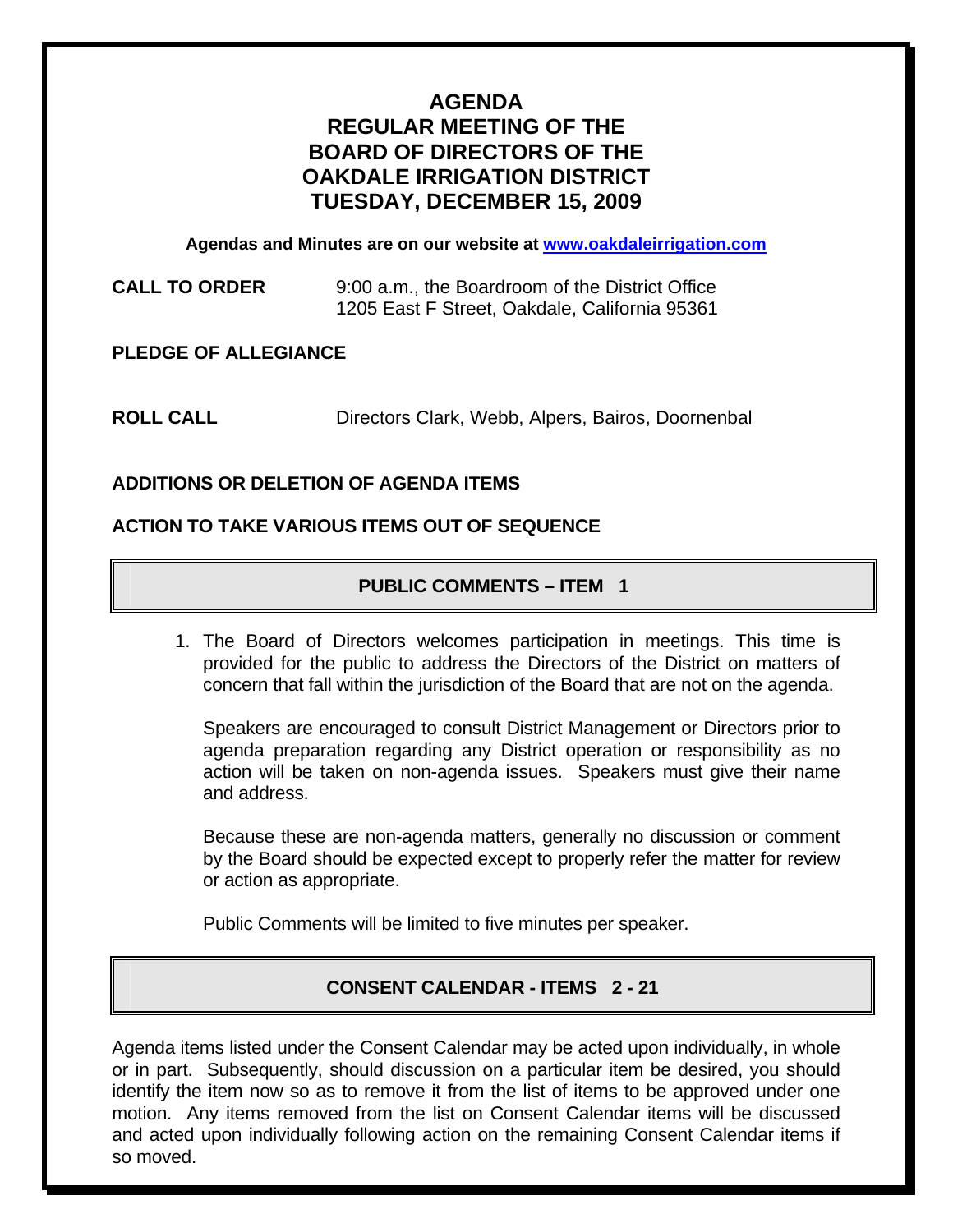# AGENDA
# REGULAR MEETING OF THE
# BOARD OF DIRECTORS OF THE
# OAKDALE IRRIGATION DISTRICT
# TUESDAY, DECEMBER 15, 2009

**Agendas and Minutes are on our website at [www.oakdaleirrigation.com](http://www.oakdaleirrigation.com)**

**CALL TO ORDER** 9:00 a.m., the Boardroom of the District Office
1205 East F Street, Oakdale, California 95361

**PLEDGE OF ALLEGIANCE**

**ROLL CALL** Directors Clark, Webb, Alpers, Bairos, Doornenbal

**ADDITIONS OR DELETION OF AGENDA ITEMS**

**ACTION TO TAKE VARIOUS ITEMS OUT OF SEQUENCE**

## PUBLIC COMMENTS – ITEM 1

1. The Board of Directors welcomes participation in meetings. This time is provided for the public to address the Directors of the District on matters of concern that fall within the jurisdiction of the Board that are not on the agenda.

   Speakers are encouraged to consult District Management or Directors prior to agenda preparation regarding any District operation or responsibility as no action will be taken on non-agenda issues. Speakers must give their name and address.

   Because these are non-agenda matters, generally no discussion or comment by the Board should be expected except to properly refer the matter for review or action as appropriate.

   Public Comments will be limited to five minutes per speaker.

## CONSENT CALENDAR - ITEMS 2 - 21

Agenda items listed under the Consent Calendar may be acted upon individually, in whole or in part. Subsequently, should discussion on a particular item be desired, you should identify the item now so as to remove it from the list of items to be approved under one motion. Any items removed from the list on Consent Calendar items will be discussed and acted upon individually following action on the remaining Consent Calendar items if so moved.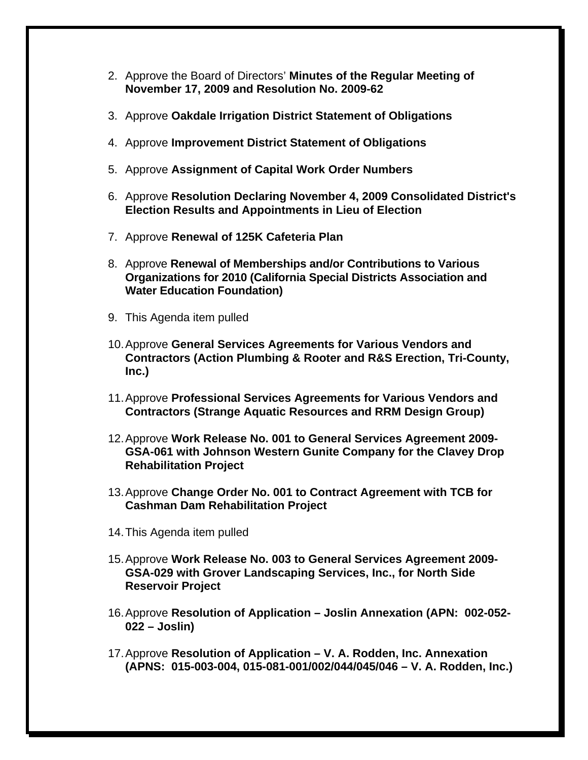2. Approve the Board of Directors' **Minutes of the Regular Meeting of November 17, 2009 and Resolution No. 2009-62**

3. Approve **Oakdale Irrigation District Statement of Obligations**

4. Approve **Improvement District Statement of Obligations**

5. Approve **Assignment of Capital Work Order Numbers**

6. Approve **Resolution Declaring November 4, 2009 Consolidated District's Election Results and Appointments in Lieu of Election**

7. Approve **Renewal of 125K Cafeteria Plan**

8. Approve **Renewal of Memberships and/or Contributions to Various Organizations for 2010 (California Special Districts Association and Water Education Foundation)**

9. This Agenda item pulled

10. Approve **General Services Agreements for Various Vendors and Contractors (Action Plumbing & Rooter and R&S Erection, Tri-County, Inc.)**

11. Approve **Professional Services Agreements for Various Vendors and Contractors (Strange Aquatic Resources and RRM Design Group)**

12. Approve **Work Release No. 001 to General Services Agreement 2009-GSA-061 with Johnson Western Gunite Company for the Clavey Drop Rehabilitation Project**

13. Approve **Change Order No. 001 to Contract Agreement with TCB for Cashman Dam Rehabilitation Project**

14. This Agenda item pulled

15. Approve **Work Release No. 003 to General Services Agreement 2009-GSA-029 with Grover Landscaping Services, Inc., for North Side Reservoir Project**

16. Approve **Resolution of Application – Joslin Annexation (APN: 002-052-022 – Joslin)**

17. Approve **Resolution of Application – V. A. Rodden, Inc. Annexation (APNS: 015-003-004, 015-081-001/002/044/045/046 – V. A. Rodden, Inc.)**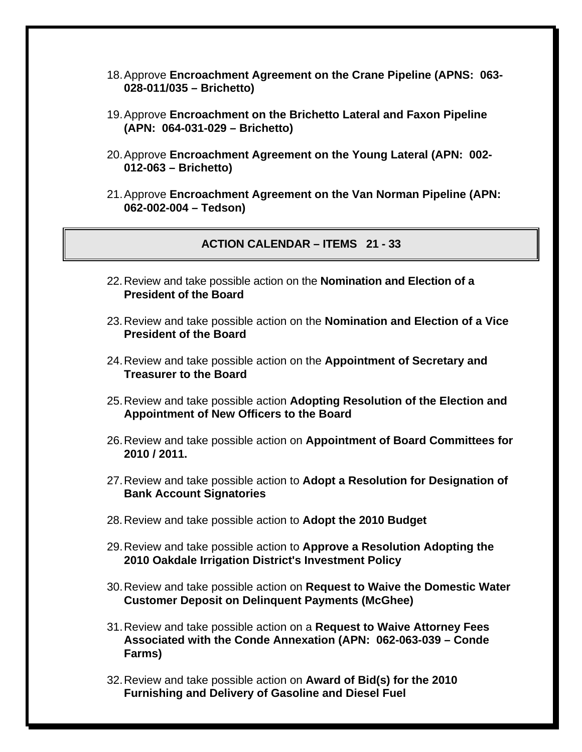18. Approve **Encroachment Agreement on the Crane Pipeline (APNS: 063-028-011/035 – Brichetto)**

19. Approve **Encroachment on the Brichetto Lateral and Faxon Pipeline (APN: 064-031-029 – Brichetto)**

20. Approve **Encroachment Agreement on the Young Lateral (APN: 002-012-063 – Brichetto)**

21. Approve **Encroachment Agreement on the Van Norman Pipeline (APN: 062-002-004 – Tedson)**

## ACTION CALENDAR – ITEMS 21 - 33

22. Review and take possible action on the **Nomination and Election of a President of the Board**

23. Review and take possible action on the **Nomination and Election of a Vice President of the Board**

24. Review and take possible action on the **Appointment of Secretary and Treasurer to the Board**

25. Review and take possible action **Adopting Resolution of the Election and Appointment of New Officers to the Board**

26. Review and take possible action on **Appointment of Board Committees for 2010 / 2011.**

27. Review and take possible action to **Adopt a Resolution for Designation of Bank Account Signatories**

28. Review and take possible action to **Adopt the 2010 Budget**

29. Review and take possible action to **Approve a Resolution Adopting the 2010 Oakdale Irrigation District's Investment Policy**

30. Review and take possible action on **Request to Waive the Domestic Water Customer Deposit on Delinquent Payments (McGhee)**

31. Review and take possible action on a **Request to Waive Attorney Fees Associated with the Conde Annexation (APN: 062-063-039 – Conde Farms)**

32. Review and take possible action on **Award of Bid(s) for the 2010 Furnishing and Delivery of Gasoline and Diesel Fuel**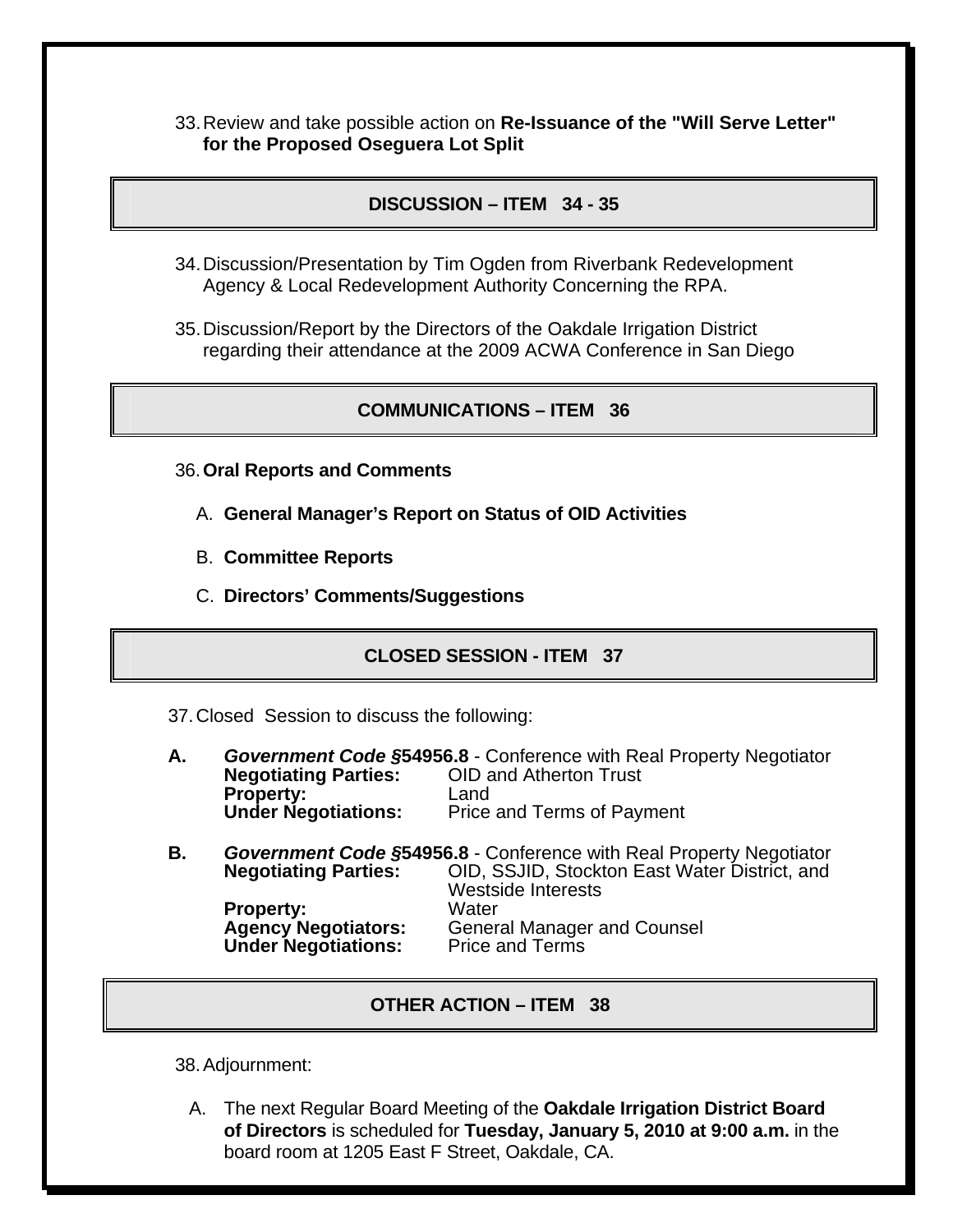33. Review and take possible action on **Re-Issuance of the "Will Serve Letter" for the Proposed Oseguera Lot Split**

## DISCUSSION – ITEM 34 - 35

34. Discussion/Presentation by Tim Ogden from Riverbank Redevelopment Agency & Local Redevelopment Authority Concerning the RPA.

35. Discussion/Report by the Directors of the Oakdale Irrigation District regarding their attendance at the 2009 ACWA Conference in San Diego

## COMMUNICATIONS – ITEM 36

36. **Oral Reports and Comments**

    A. **General Manager's Report on Status of OID Activities**

    B. **Committee Reports**

    C. **Directors' Comments/Suggestions**

## CLOSED SESSION - ITEM 37

37. Closed Session to discuss the following:

**A.** ***Government Code §*****54956.8** - Conference with Real Property Negotiator
**Negotiating Parties:** OID and Atherton Trust
**Property:** Land
**Under Negotiations:** Price and Terms of Payment

**B.** ***Government Code §*****54956.8** - Conference with Real Property Negotiator
**Negotiating Parties:** OID, SSJID, Stockton East Water District, and Westside Interests
**Property:** Water
**Agency Negotiators:** General Manager and Counsel
**Under Negotiations:** Price and Terms

## OTHER ACTION – ITEM 38

38. Adjournment:

    A. The next Regular Board Meeting of the **Oakdale Irrigation District Board of Directors** is scheduled for **Tuesday, January 5, 2010 at 9:00 a.m.** in the board room at 1205 East F Street, Oakdale, CA.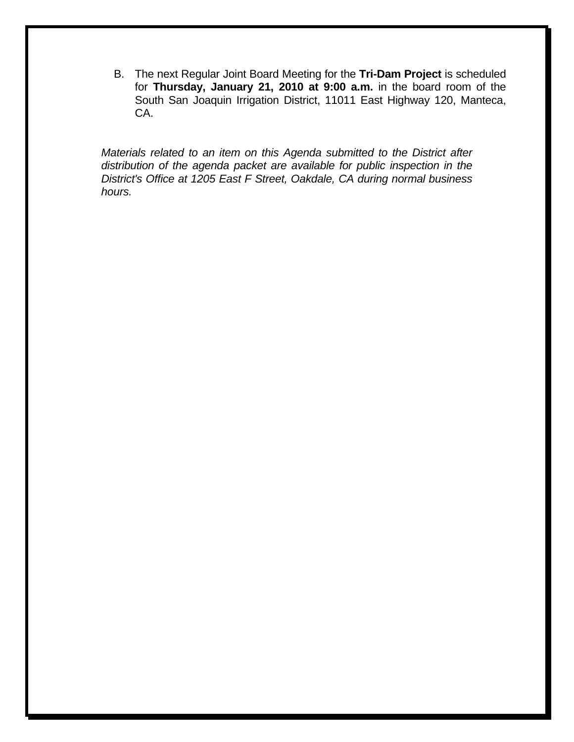B. The next Regular Joint Board Meeting for the **Tri-Dam Project** is scheduled for **Thursday, January 21, 2010 at 9:00 a.m.** in the board room of the South San Joaquin Irrigation District, 11011 East Highway 120, Manteca, CA.

*Materials related to an item on this Agenda submitted to the District after distribution of the agenda packet are available for public inspection in the District's Office at 1205 East F Street, Oakdale, CA during normal business hours.*